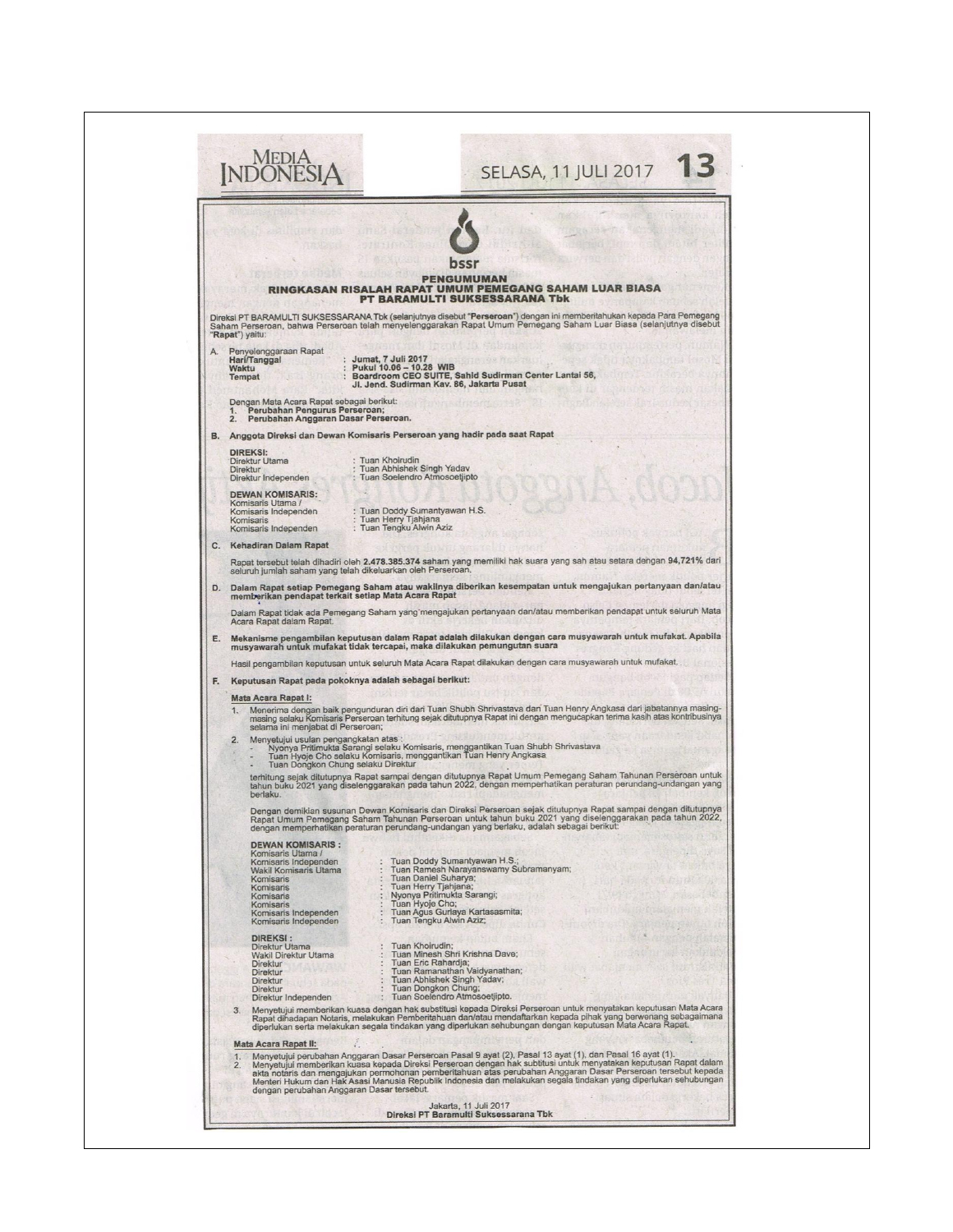bssr

# PENGUMUMAN
## RINGKASAN RISALAH RAPAT UMUM PEMEGANG SAHAM LUAR BIASA PT BARAMULTI SUKSESSARANA Tbk

Direksi PT BARAMULTI SUKSESSARANA Tbk (selanjutnya disebut "**Perseroan**") dengan ini memberitahukan kepada Para Pemegang Saham Perseroan, bahwa Perseroan telah menyelenggarakan Rapat Umum Pemegang Saham Luar Biasa (selanjutnya disebut "**Rapat**") yaitu:

**A. Penyelenggaraan Rapat**

**Hari/Tanggal** : **Jumat, 7 Juli 2017**
**Waktu** : **Pukul 10.06 – 10.28 WIB**
**Tempat** : **Boardroom CEO SUITE, Sahid Sudirman Center Lantai 56, Jl. Jend. Sudirman Kav. 86, Jakarta Pusat**

Dengan Mata Acara Rapat sebagai berikut:
1. **Perubahan Pengurus Perseroan;**
2. **Perubahan Anggaran Dasar Perseroan.**

**B. Anggota Direksi dan Dewan Komisaris Perseroan yang hadir pada saat Rapat**

**DIREKSI:**
Direktur Utama : Tuan Kholrudin
Direktur : Tuan Abhishek Singh Yadav
Direktur Independen : Tuan Soelendro Atmosoetjipto

**DEWAN KOMISARIS:**
Komisaris Utama / Komisaris Independen : Tuan Doddy Sumantyawan H.S.
Komisaris : Tuan Herry Tjahjana
Komisaris Independen : Tuan Tengku Alwin Aziz

**C. Kehadiran Dalam Rapat**

Rapat tersebut telah dihadiri oleh **2.478.385.374** saham yang memiliki hak suara yang sah atau setara dengan **94,721%** dari seluruh jumlah saham yang telah dikeluarkan oleh Perseroan.

**D. Dalam Rapat setiap Pemegang Saham atau wakilnya diberikan kesempatan untuk mengajukan pertanyaan dan/atau memberikan pendapat terkait setiap Mata Acara Rapat**

Dalam Rapat tidak ada Pemegang Saham yang mengajukan pertanyaan dan/atau memberikan pendapat untuk seluruh Mata Acara Rapat dalam Rapat.

**E. Mekanisme pengambilan keputusan dalam Rapat adalah dilakukan dengan cara musyawarah untuk mufakat. Apabila musyawarah untuk mufakat tidak tercapai, maka dilakukan pemungutan suara**

Hasil pengambilan keputusan untuk seluruh Mata Acara Rapat dilakukan dengan cara musyawarah untuk mufakat.

**F. Keputusan Rapat pada pokoknya adalah sebagai berikut:**

**Mata Acara Rapat I:**

1. Menerima dengan baik pengunduran diri dari Tuan Shubh Shrivastava dan Tuan Henry Angkasa dari jabatannya masing-masing selaku Komisaris Perseroan terhitung sejak ditutupnya Rapat ini dengan mengucapkan terima kasih atas kontribusinya selama ini menjabat di Perseroan;
2. Menyetujui usulan pengangkatan atas :
   - Nyonya Pritimukta Sarangi selaku Komisaris, menggantikan Tuan Shubh Shrivastava
   - Tuan Hyoje Cho selaku Komisaris, menggantikan Tuan Henry Angkasa
   - Tuan Dongkon Chung selaku Direktur

   terhitung sejak ditutupnya Rapat sampai dengan ditutupnya Rapat Umum Pemegang Saham Tahunan Perseroan untuk tahun buku 2021 yang diselenggarakan pada tahun 2022, dengan memperhatikan peraturan perundang-undangan yang berlaku.

   Dengan demikian susunan Dewan Komisaris dan Direksi Perseroan sejak ditutupnya Rapat sampai dengan ditutupnya Rapat Umum Pemegang Saham Tahunan Perseroan untuk tahun buku 2021 yang diselenggarakan pada tahun 2022, dengan memperhatikan peraturan perundang-undangan yang berlaku, adalah sebagai berikut:

   **DEWAN KOMISARIS :**
   Komisaris Utama / Komisaris Independen : Tuan Doddy Sumantyawan H.S.;
   Wakil Komisaris Utama : Tuan Ramesh Narayanswamy Subramanyam;
   Komisaris : Tuan Daniel Suharya;
   Komisaris : Tuan Herry Tjahjana;
   Komisaris : Nyonya Pritimukta Sarangi;
   Komisaris : Tuan Hyoje Cho;
   Komisaris Independen : Tuan Agus Gurlaya Kartasasmita;
   Komisaris Independen : Tuan Tengku Alwin Aziz;

   **DIREKSI :**
   Direktur Utama : Tuan Kholrudin;
   Wakil Direktur Utama : Tuan Minesh Shri Krishna Dave;
   Direktur : Tuan Eric Rahardja;
   Direktur : Tuan Ramanathan Vaidyanathan;
   Direktur : Tuan Abhishek Singh Yadav;
   Direktur : Tuan Dongkon Chung;
   Direktur Independen : Tuan Soelendro Atmosoetjipto.

3. Menyetujui memberikan kuasa dengan hak substitusi kepada Direksi Perseroan untuk menyatakan keputusan Mata Acara Rapat dihadapan Notaris, melakukan Pemberitahuan dan/atau mendaftarkan kepada pihak yang berwenang sebagaimana diperlukan serta melakukan segala tindakan yang diperlukan sehubungan dengan keputusan Mata Acara Rapat.

**Mata Acara Rapat II:**

1. Menyetujui perubahan Anggaran Dasar Perseroan Pasal 9 ayat (2), Pasal 13 ayat (1), dan Pasal 16 ayat (1).
2. Menyetujui memberikan kuasa kepada Direksi Perseroan dengan hak substitusi untuk menyatakan keputusan Rapat dalam akta notaris dan mengajukan permohonan pemberitahuan atas perubahan Anggaran Dasar Perseroan tersebut kepada Menteri Hukum dan Hak Asasi Manusia Republik Indonesia dan melakukan segala tindakan yang diperlukan sehubungan dengan perubahan Anggaran Dasar tersebut.

Jakarta, 11 Juli 2017
**Direksi PT Baramulti Suksessarana Tbk**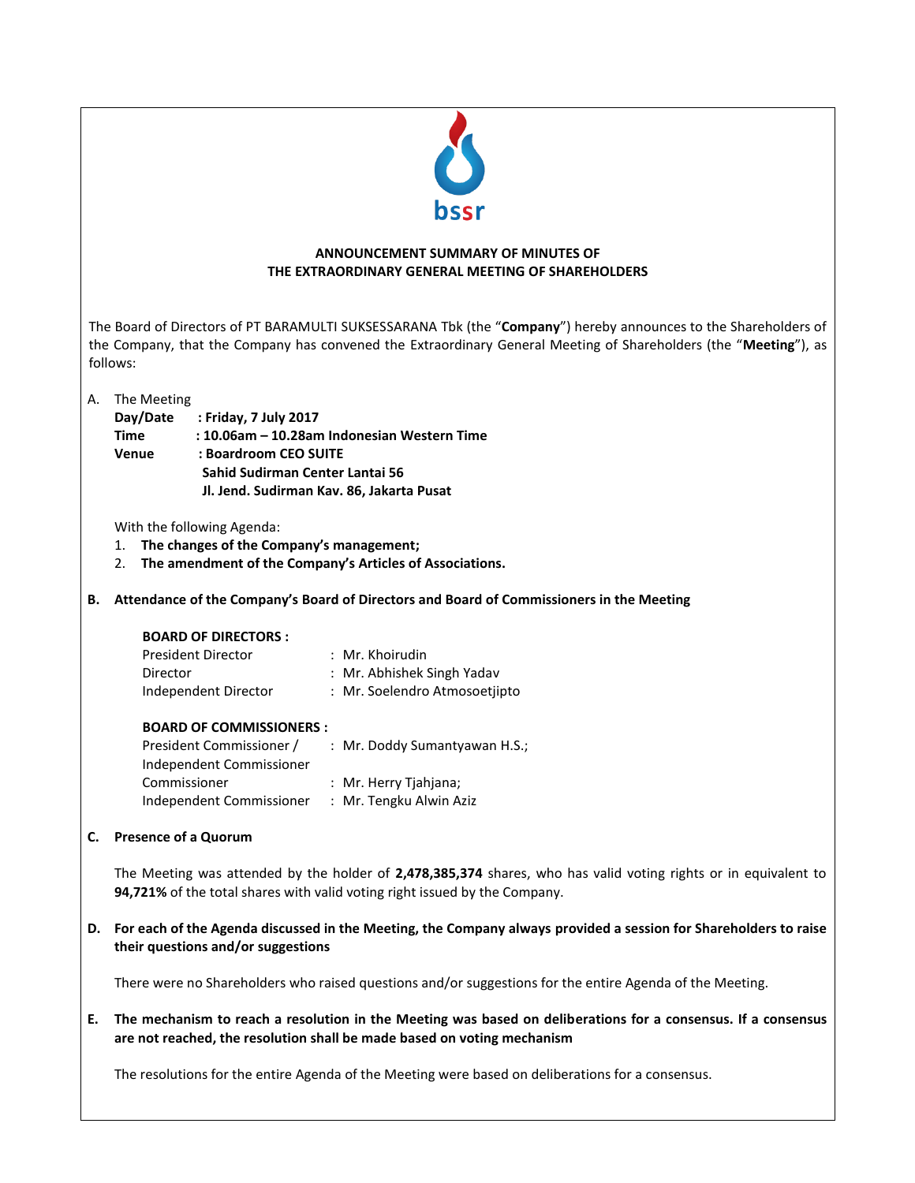bssr

**ANNOUNCEMENT SUMMARY OF MINUTES OF**
**THE EXTRAORDINARY GENERAL MEETING OF SHAREHOLDERS**

The Board of Directors of PT BARAMULTI SUKSESSARANA Tbk (the "**Company**") hereby announces to the Shareholders of the Company, that the Company has convened the Extraordinary General Meeting of Shareholders (the "**Meeting**"), as follows:

A. The Meeting

**Day/Date : Friday, 7 July 2017**
**Time : 10.06am – 10.28am Indonesian Western Time**
**Venue : Boardroom CEO SUITE**
**Sahid Sudirman Center Lantai 56**
**Jl. Jend. Sudirman Kav. 86, Jakarta Pusat**

With the following Agenda:

1. **The changes of the Company's management;**
2. **The amendment of the Company's Articles of Associations.**

**B. Attendance of the Company's Board of Directors and Board of Commissioners in the Meeting**

**BOARD OF DIRECTORS :**

| | |
|---|---|
| President Director | : Mr. Khoirudin |
| Director | : Mr. Abhishek Singh Yadav |
| Independent Director | : Mr. Soelendro Atmosoetjipto |

**BOARD OF COMMISSIONERS :**

| | |
|---|---|
| President Commissioner / Independent Commissioner | : Mr. Doddy Sumantyawan H.S.; |
| Commissioner | : Mr. Herry Tjahjana; |
| Independent Commissioner | : Mr. Tengku Alwin Aziz |

**C. Presence of a Quorum**

The Meeting was attended by the holder of **2,478,385,374** shares, who has valid voting rights or in equivalent to **94,721%** of the total shares with valid voting right issued by the Company.

**D. For each of the Agenda discussed in the Meeting, the Company always provided a session for Shareholders to raise their questions and/or suggestions**

There were no Shareholders who raised questions and/or suggestions for the entire Agenda of the Meeting.

**E. The mechanism to reach a resolution in the Meeting was based on deliberations for a consensus. If a consensus are not reached, the resolution shall be made based on voting mechanism**

The resolutions for the entire Agenda of the Meeting were based on deliberations for a consensus.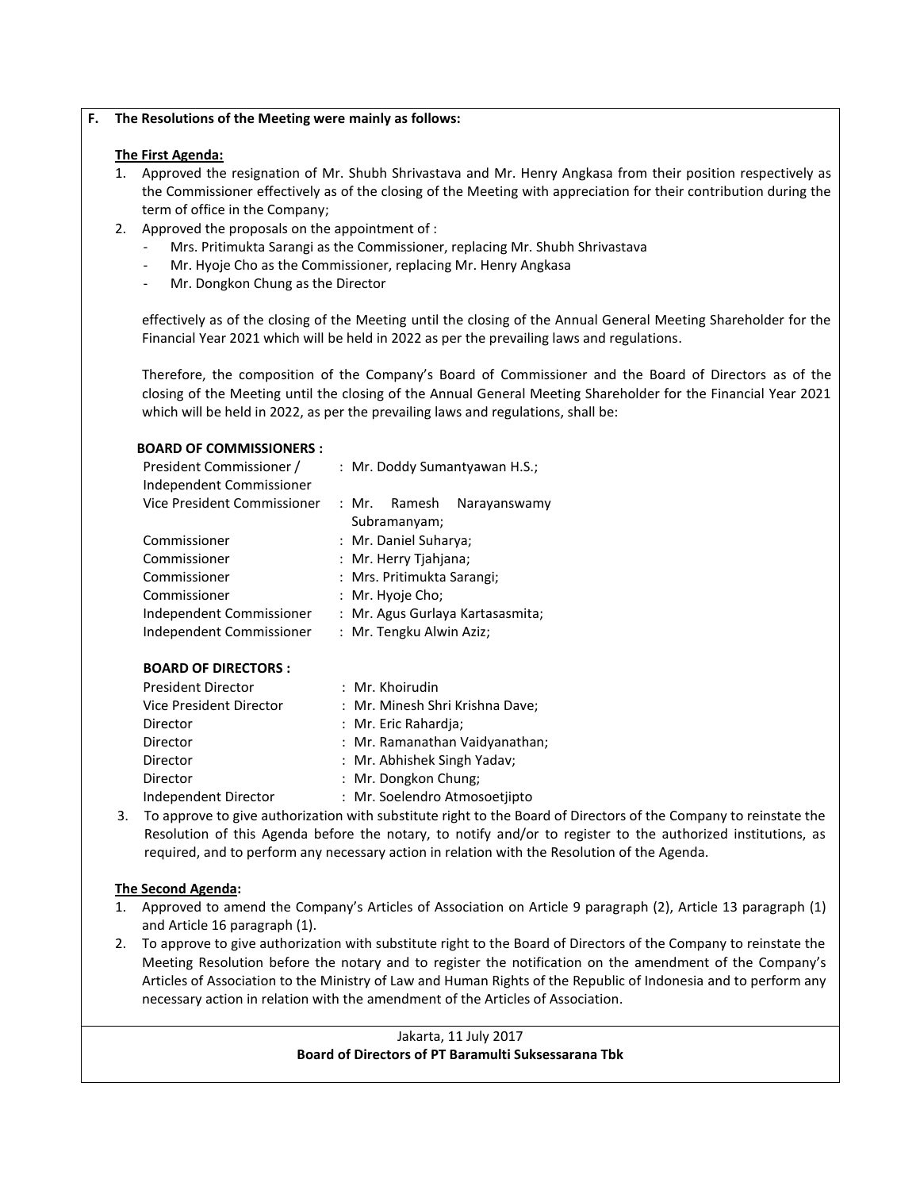## F. The Resolutions of the Meeting were mainly as follows:

**The First Agenda:**

1. Approved the resignation of Mr. Shubh Shrivastava and Mr. Henry Angkasa from their position respectively as the Commissioner effectively as of the closing of the Meeting with appreciation for their contribution during the term of office in the Company;
2. Approved the proposals on the appointment of :
   - Mrs. Pritimukta Sarangi as the Commissioner, replacing Mr. Shubh Shrivastava
   - Mr. Hyoje Cho as the Commissioner, replacing Mr. Henry Angkasa
   - Mr. Dongkon Chung as the Director

   effectively as of the closing of the Meeting until the closing of the Annual General Meeting Shareholder for the Financial Year 2021 which will be held in 2022 as per the prevailing laws and regulations.

   Therefore, the composition of the Company's Board of Commissioner and the Board of Directors as of the closing of the Meeting until the closing of the Annual General Meeting Shareholder for the Financial Year 2021 which will be held in 2022, as per the prevailing laws and regulations, shall be:

   **BOARD OF COMMISSIONERS :**

   | | |
   |---|---|
   | President Commissioner / Independent Commissioner | : Mr. Doddy Sumantyawan H.S.; |
   | Vice President Commissioner | : Mr. Ramesh Narayanswamy Subramanyam; |
   | Commissioner | : Mr. Daniel Suharya; |
   | Commissioner | : Mr. Herry Tjahjana; |
   | Commissioner | : Mrs. Pritimukta Sarangi; |
   | Commissioner | : Mr. Hyoje Cho; |
   | Independent Commissioner | : Mr. Agus Gurlaya Kartasasmita; |
   | Independent Commissioner | : Mr. Tengku Alwin Aziz; |

   **BOARD OF DIRECTORS :**

   | | |
   |---|---|
   | President Director | : Mr. Khoirudin |
   | Vice President Director | : Mr. Minesh Shri Krishna Dave; |
   | Director | : Mr. Eric Rahardja; |
   | Director | : Mr. Ramanathan Vaidyanathan; |
   | Director | : Mr. Abhishek Singh Yadav; |
   | Director | : Mr. Dongkon Chung; |
   | Independent Director | : Mr. Soelendro Atmosoetjipto |

3. To approve to give authorization with substitute right to the Board of Directors of the Company to reinstate the Resolution of this Agenda before the notary, to notify and/or to register to the authorized institutions, as required, and to perform any necessary action in relation with the Resolution of the Agenda.

**The Second Agenda:**

1. Approved to amend the Company's Articles of Association on Article 9 paragraph (2), Article 13 paragraph (1) and Article 16 paragraph (1).
2. To approve to give authorization with substitute right to the Board of Directors of the Company to reinstate the Meeting Resolution before the notary and to register the notification on the amendment of the Company's Articles of Association to the Ministry of Law and Human Rights of the Republic of Indonesia and to perform any necessary action in relation with the amendment of the Articles of Association.

Jakarta, 11 July 2017

**Board of Directors of PT Baramulti Suksessarana Tbk**